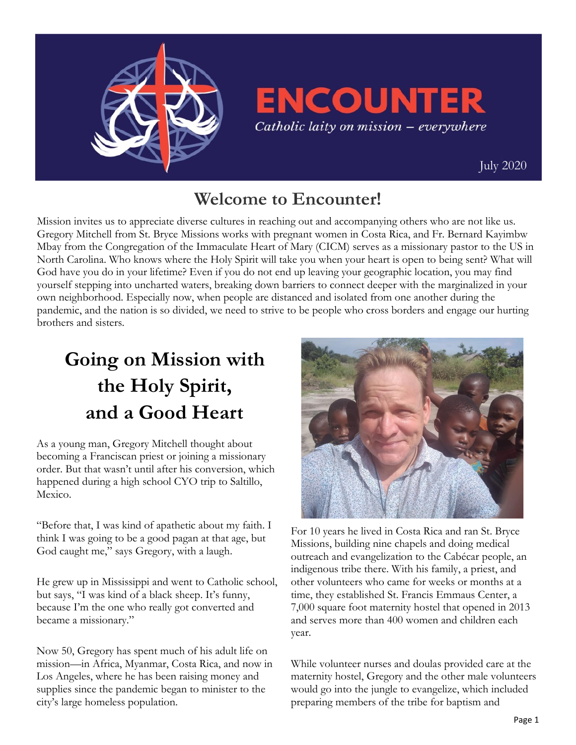# ENCOUNTER

*Catholic laity on mission – everywhere*

July 2020

## Welcome to Encounter!

Mission invites us to appreciate diverse cultures in reaching out and accompanying others who are not like us. Gregory Mitchell from St. Bryce Missions works with pregnant women in Costa Rica, and Fr. Bernard Kayimbw Mbay from the Congregation of the Immaculate Heart of Mary (CICM) serves as a missionary pastor to the US in North Carolina. Who knows where the Holy Spirit will take you when your heart is open to being sent? What will God have you do in your lifetime? Even if you do not end up leaving your geographic location, you may find yourself stepping into uncharted waters, breaking down barriers to connect deeper with the marginalized in your own neighborhood. Especially now, when people are distanced and isolated from one another during the pandemic, and the nation is so divided, we need to strive to be people who cross borders and engage our hurting brothers and sisters.

## Going on Mission with the Holy Spirit, and a Good Heart

As a young man, Gregory Mitchell thought about becoming a Franciscan priest or joining a missionary order. But that wasn't until after his conversion, which happened during a high school CYO trip to Saltillo, Mexico.

"Before that, I was kind of apathetic about my faith. I think I was going to be a good pagan at that age, but God caught me," says Gregory, with a laugh.

He grew up in Mississippi and went to Catholic school, but says, "I was kind of a black sheep. It's funny, because I'm the one who really got converted and became a missionary."

Now 50, Gregory has spent much of his adult life on mission—in Africa, Myanmar, Costa Rica, and now in Los Angeles, where he has been raising money and supplies since the pandemic began to minister to the city's large homeless population.

For 10 years he lived in Costa Rica and ran St. Bryce Missions, building nine chapels and doing medical outreach and evangelization to the Cabécar people, an indigenous tribe there. With his family, a priest, and other volunteers who came for weeks or months at a time, they established St. Francis Emmaus Center, a 7,000 square foot maternity hostel that opened in 2013 and serves more than 400 women and children each year.

While volunteer nurses and doulas provided care at the maternity hostel, Gregory and the other male volunteers would go into the jungle to evangelize, which included preparing members of the tribe for baptism and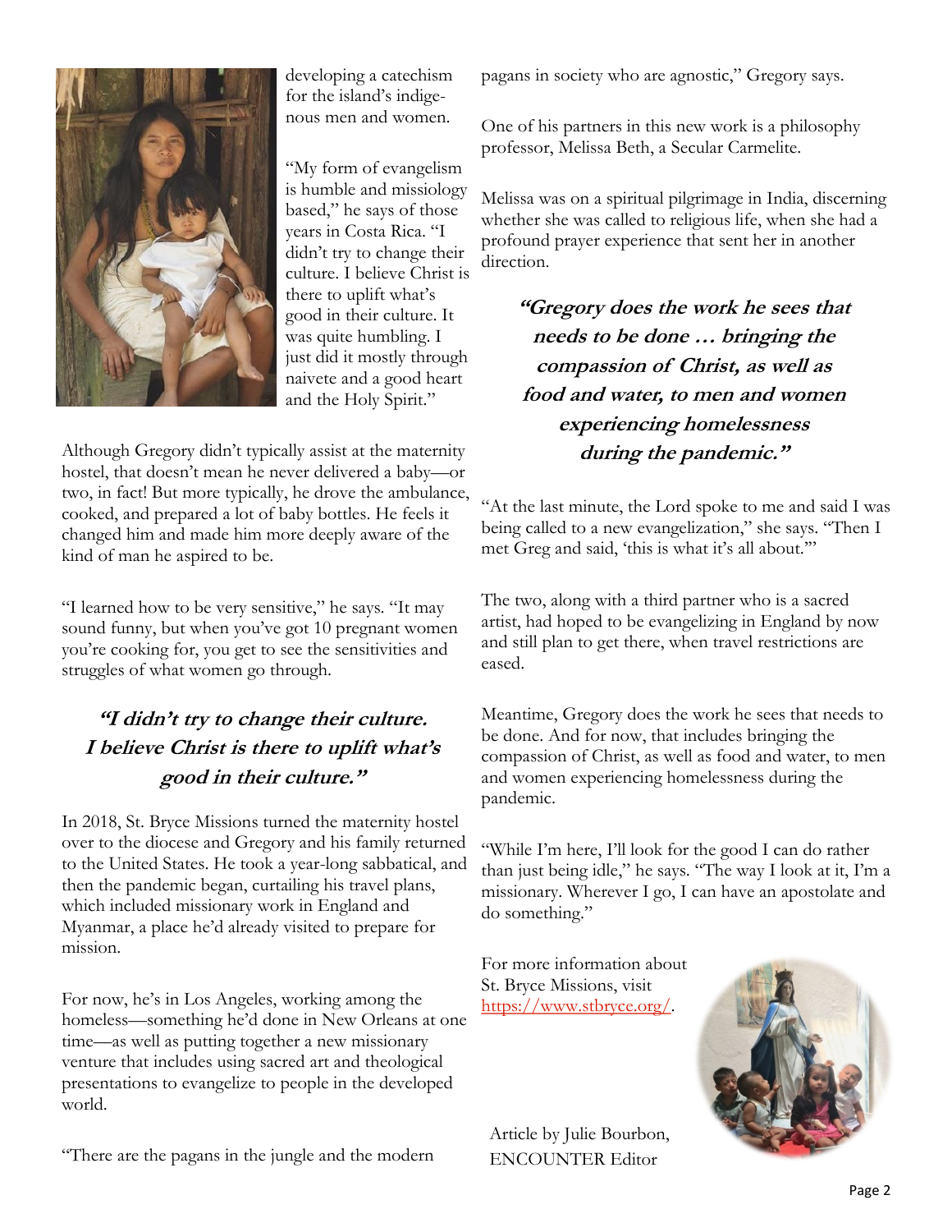developing a catechism for the island's indigenous men and women.

"My form of evangelism is humble and missiology based," he says of those years in Costa Rica. "I didn't try to change their culture. I believe Christ is there to uplift what's good in their culture. It was quite humbling. I just did it mostly through naivete and a good heart and the Holy Spirit."

Although Gregory didn't typically assist at the maternity hostel, that doesn't mean he never delivered a baby—or two, in fact! But more typically, he drove the ambulance, cooked, and prepared a lot of baby bottles. He feels it changed him and made him more deeply aware of the kind of man he aspired to be.

"I learned how to be very sensitive," he says. "It may sound funny, but when you've got 10 pregnant women you're cooking for, you get to see the sensitivities and struggles of what women go through.

> ***"I didn't try to change their culture. I believe Christ is there to uplift what's good in their culture."***

In 2018, St. Bryce Missions turned the maternity hostel over to the diocese and Gregory and his family returned to the United States. He took a year-long sabbatical, and then the pandemic began, curtailing his travel plans, which included missionary work in England and Myanmar, a place he'd already visited to prepare for mission.

For now, he's in Los Angeles, working among the homeless—something he'd done in New Orleans at one time—as well as putting together a new missionary venture that includes using sacred art and theological presentations to evangelize to people in the developed world.

"There are the pagans in the jungle and the modern pagans in society who are agnostic," Gregory says.

One of his partners in this new work is a philosophy professor, Melissa Beth, a Secular Carmelite.

Melissa was on a spiritual pilgrimage in India, discerning whether she was called to religious life, when she had a profound prayer experience that sent her in another direction.

> ***"Gregory does the work he sees that needs to be done … bringing the compassion of Christ, as well as food and water, to men and women experiencing homelessness during the pandemic."***

"At the last minute, the Lord spoke to me and said I was being called to a new evangelization," she says. "Then I met Greg and said, 'this is what it's all about.'"

The two, along with a third partner who is a sacred artist, had hoped to be evangelizing in England by now and still plan to get there, when travel restrictions are eased.

Meantime, Gregory does the work he sees that needs to be done. And for now, that includes bringing the compassion of Christ, as well as food and water, to men and women experiencing homelessness during the pandemic.

"While I'm here, I'll look for the good I can do rather than just being idle," he says. "The way I look at it, I'm a missionary. Wherever I go, I can have an apostolate and do something."

For more information about St. Bryce Missions, visit https://www.stbryce.org/.

Article by Julie Bourbon, ENCOUNTER Editor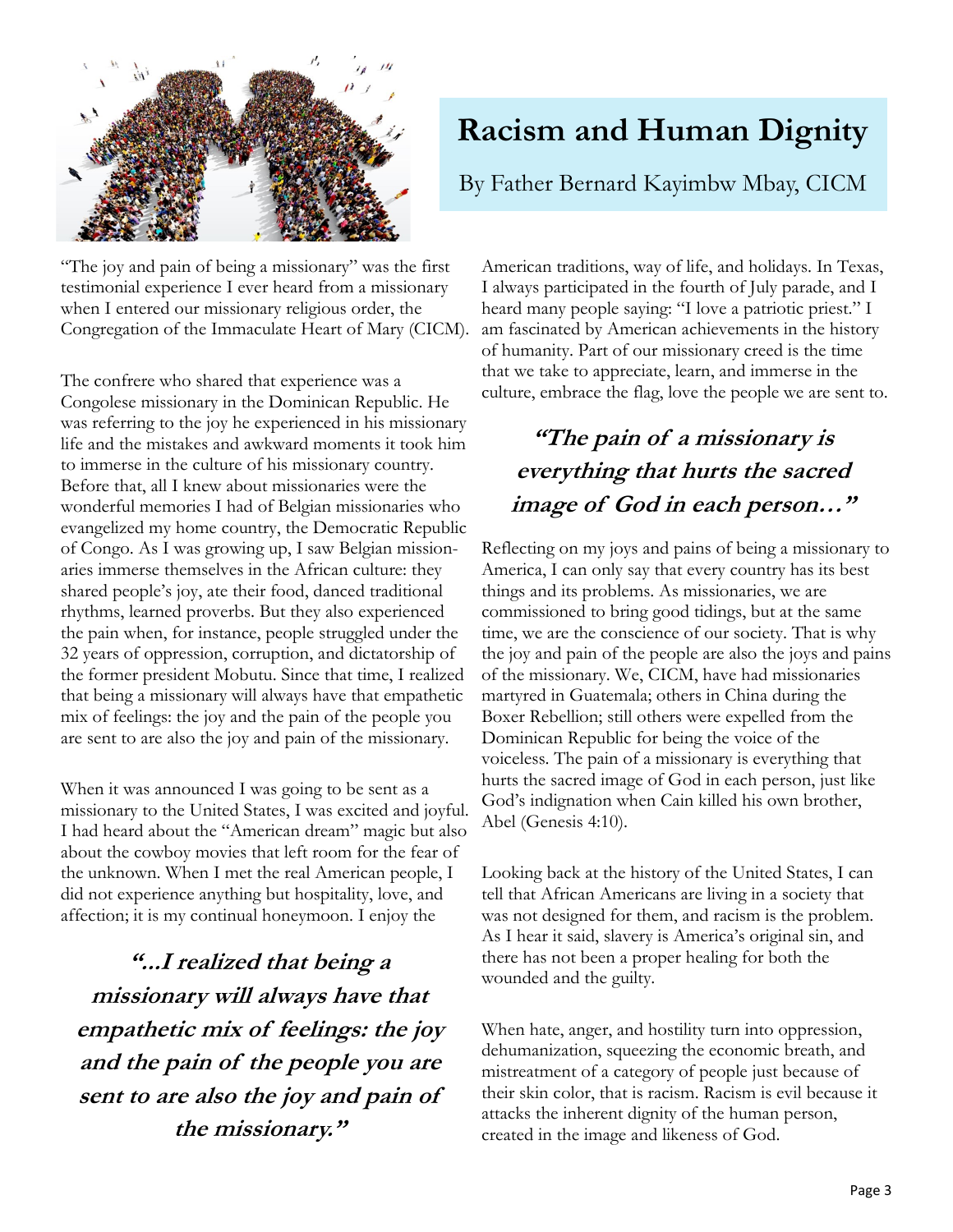# Racism and Human Dignity

By Father Bernard Kayimbw Mbay, CICM

"The joy and pain of being a missionary" was the first testimonial experience I ever heard from a missionary when I entered our missionary religious order, the Congregation of the Immaculate Heart of Mary (CICM).

The confrere who shared that experience was a Congolese missionary in the Dominican Republic. He was referring to the joy he experienced in his missionary life and the mistakes and awkward moments it took him to immerse in the culture of his missionary country. Before that, all I knew about missionaries were the wonderful memories I had of Belgian missionaries who evangelized my home country, the Democratic Republic of Congo. As I was growing up, I saw Belgian missionaries immerse themselves in the African culture: they shared people's joy, ate their food, danced traditional rhythms, learned proverbs. But they also experienced the pain when, for instance, people struggled under the 32 years of oppression, corruption, and dictatorship of the former president Mobutu. Since that time, I realized that being a missionary will always have that empathetic mix of feelings: the joy and the pain of the people you are sent to are also the joy and pain of the missionary.

When it was announced I was going to be sent as a missionary to the United States, I was excited and joyful. I had heard about the "American dream" magic but also about the cowboy movies that left room for the fear of the unknown. When I met the real American people, I did not experience anything but hospitality, love, and affection; it is my continual honeymoon. I enjoy the American traditions, way of life, and holidays. In Texas, I always participated in the fourth of July parade, and I heard many people saying: "I love a patriotic priest." I am fascinated by American achievements in the history of humanity. Part of our missionary creed is the time that we take to appreciate, learn, and immerse in the culture, embrace the flag, love the people we are sent to.

***"...I realized that being a missionary will always have that empathetic mix of feelings: the joy and the pain of the people you are sent to are also the joy and pain of the missionary."***

***"The pain of a missionary is everything that hurts the sacred image of God in each person..."***

Reflecting on my joys and pains of being a missionary to America, I can only say that every country has its best things and its problems. As missionaries, we are commissioned to bring good tidings, but at the same time, we are the conscience of our society. That is why the joy and pain of the people are also the joys and pains of the missionary. We, CICM, have had missionaries martyred in Guatemala; others in China during the Boxer Rebellion; still others were expelled from the Dominican Republic for being the voice of the voiceless. The pain of a missionary is everything that hurts the sacred image of God in each person, just like God's indignation when Cain killed his own brother, Abel (Genesis 4:10).

Looking back at the history of the United States, I can tell that African Americans are living in a society that was not designed for them, and racism is the problem. As I hear it said, slavery is America's original sin, and there has not been a proper healing for both the wounded and the guilty.

When hate, anger, and hostility turn into oppression, dehumanization, squeezing the economic breath, and mistreatment of a category of people just because of their skin color, that is racism. Racism is evil because it attacks the inherent dignity of the human person, created in the image and likeness of God.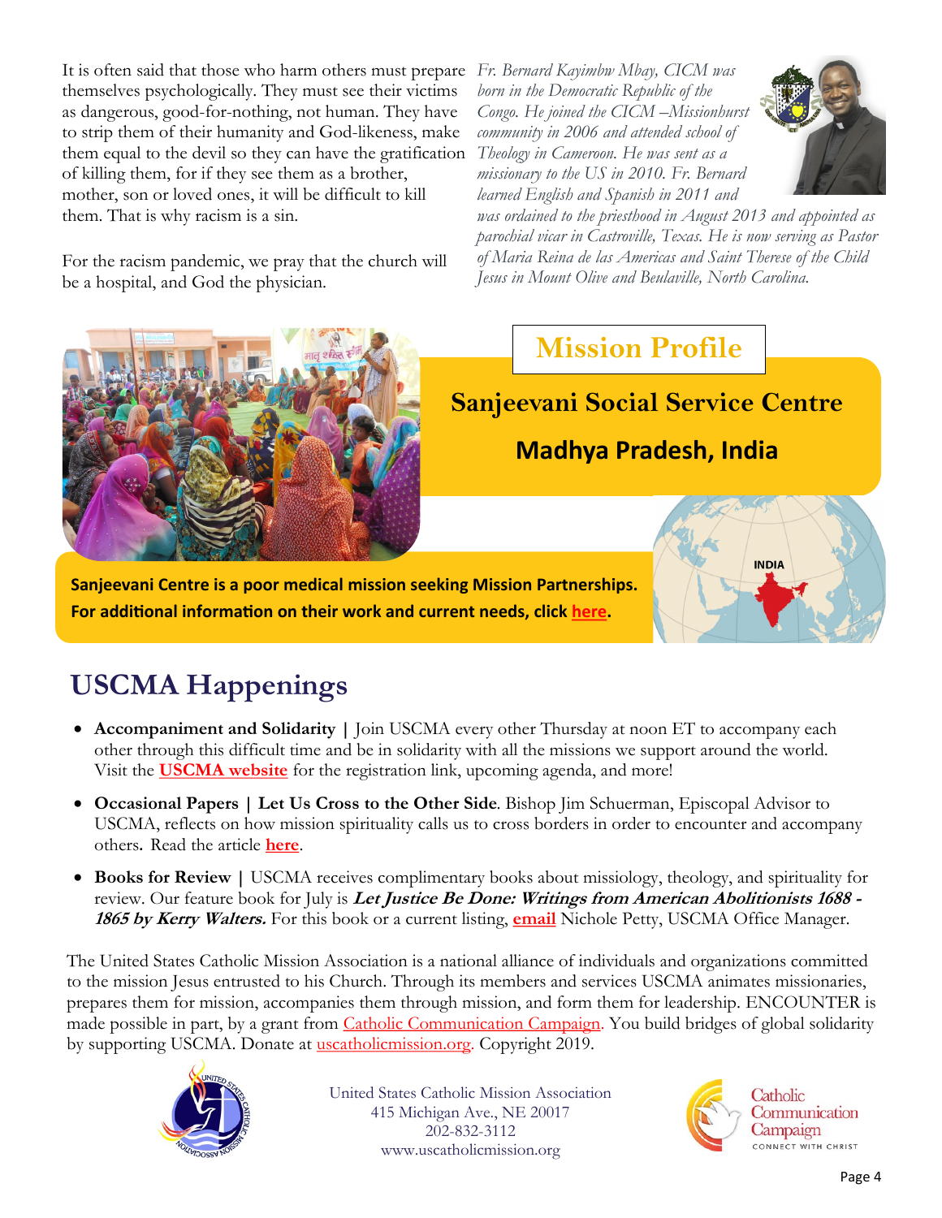It is often said that those who harm others must prepare themselves psychologically. They must see their victims as dangerous, good-for-nothing, not human. They have to strip them of their humanity and God-likeness, make them equal to the devil so they can have the gratification of killing them, for if they see them as a brother, mother, son or loved ones, it will be difficult to kill them. That is why racism is a sin.

For the racism pandemic, we pray that the church will be a hospital, and God the physician.

*Fr. Bernard Kayimbw Mbay, CICM was born in the Democratic Republic of the Congo. He joined the CICM –Missionhurst community in 2006 and attended school of Theology in Cameroon. He was sent as a missionary to the US in 2010. Fr. Bernard learned English and Spanish in 2011 and was ordained to the priesthood in August 2013 and appointed as parochial vicar in Castroville, Texas. He is now serving as Pastor of Maria Reina de las Americas and Saint Therese of the Child Jesus in Mount Olive and Beulaville, North Carolina.*

## Mission Profile

### Sanjeevani Social Service Centre

### Madhya Pradesh, India

**Sanjeevani Centre is a poor medical mission seeking Mission Partnerships. For additional information on their work and current needs, click here.**

INDIA

## USCMA Happenings

- **Accompaniment and Solidarity |** Join USCMA every other Thursday at noon ET to accompany each other through this difficult time and be in solidarity with all the missions we support around the world. Visit the **USCMA website** for the registration link, upcoming agenda, and more!
- **Occasional Papers | Let Us Cross to the Other Side**. Bishop Jim Schuerman, Episcopal Advisor to USCMA, reflects on how mission spirituality calls us to cross borders in order to encounter and accompany others. Read the article **here**.
- **Books for Review |** USCMA receives complimentary books about missiology, theology, and spirituality for review. Our feature book for July is ***Let Justice Be Done: Writings from American Abolitionists 1688 - 1865 by Kerry Walters.*** For this book or a current listing, **email** Nichole Petty, USCMA Office Manager.

The United States Catholic Mission Association is a national alliance of individuals and organizations committed to the mission Jesus entrusted to his Church. Through its members and services USCMA animates missionaries, prepares them for mission, accompanies them through mission, and form them for leadership. ENCOUNTER is made possible in part, by a grant from Catholic Communication Campaign. You build bridges of global solidarity by supporting USCMA. Donate at uscatholicmission.org. Copyright 2019.

United States Catholic Mission Association
415 Michigan Ave., NE 20017
202-832-3112
www.uscatholicmission.org

Catholic Communication Campaign
CONNECT WITH CHRIST